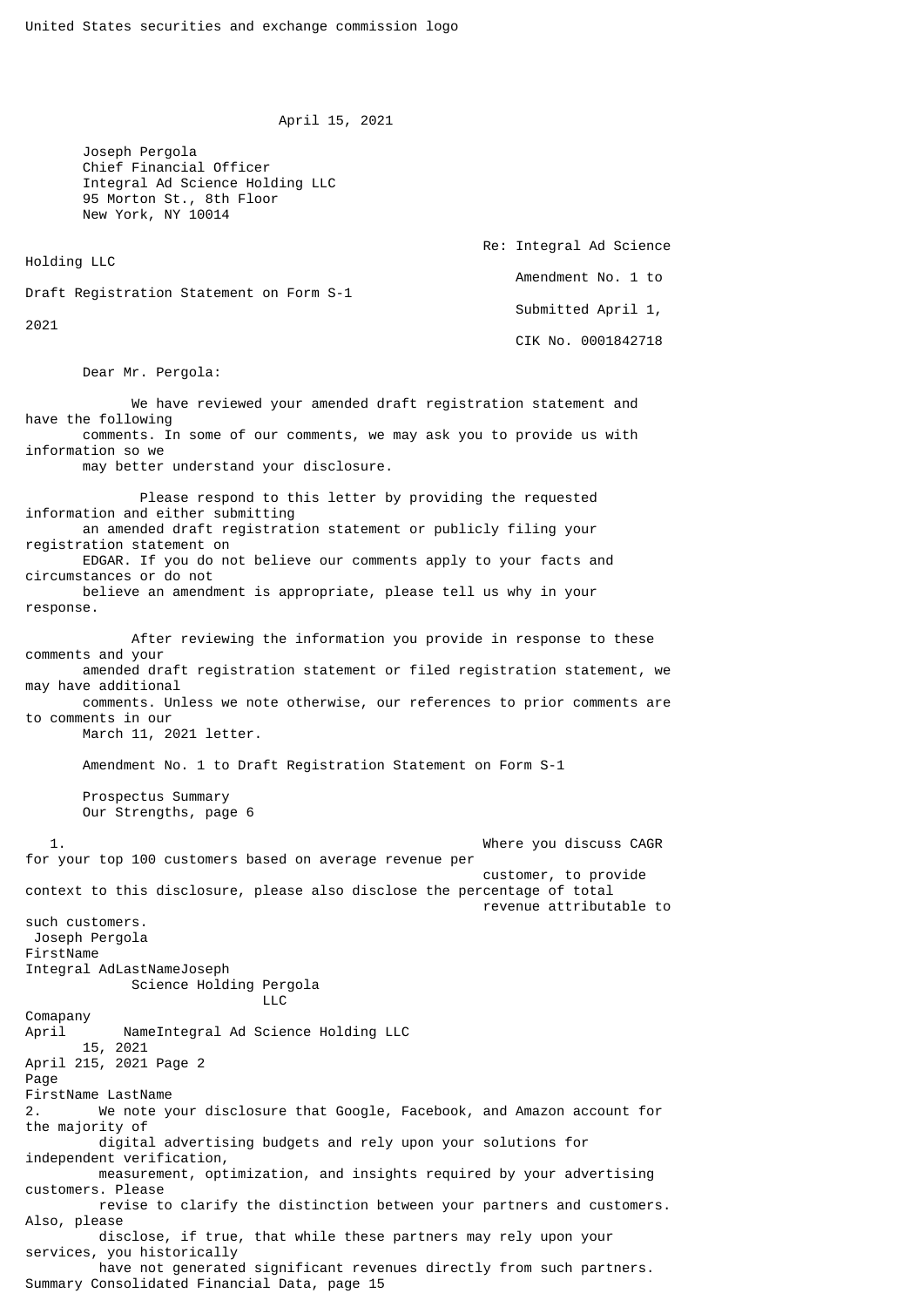United States securities and exchange commission logo

April 15, 2021

Joseph Pergola
Chief Financial Officer
Integral Ad Science Holding LLC
95 Morton St., 8th Floor
New York, NY 10014

Re: Integral Ad Science Holding LLC
Amendment No. 1 to Draft Registration Statement on Form S-1
Submitted April 1, 2021
CIK No. 0001842718

Dear Mr. Pergola:

We have reviewed your amended draft registration statement and have the following comments. In some of our comments, we may ask you to provide us with information so we may better understand your disclosure.

Please respond to this letter by providing the requested information and either submitting an amended draft registration statement or publicly filing your registration statement on EDGAR. If you do not believe our comments apply to your facts and circumstances or do not believe an amendment is appropriate, please tell us why in your response.

After reviewing the information you provide in response to these comments and your amended draft registration statement or filed registration statement, we may have additional comments. Unless we note otherwise, our references to prior comments are to comments in our March 11, 2021 letter.

Amendment No. 1 to Draft Registration Statement on Form S-1

Prospectus Summary
Our Strengths, page 6

1. Where you discuss CAGR for your top 100 customers based on average revenue per customer, to provide context to this disclosure, please also disclose the percentage of total revenue attributable to such customers.

2. We note your disclosure that Google, Facebook, and Amazon account for the majority of digital advertising budgets and rely upon your solutions for independent verification, measurement, optimization, and insights required by your advertising customers. Please revise to clarify the distinction between your partners and customers. Also, please disclose, if true, that while these partners may rely upon your services, you historically have not generated significant revenues directly from such partners.

Summary Consolidated Financial Data, page 15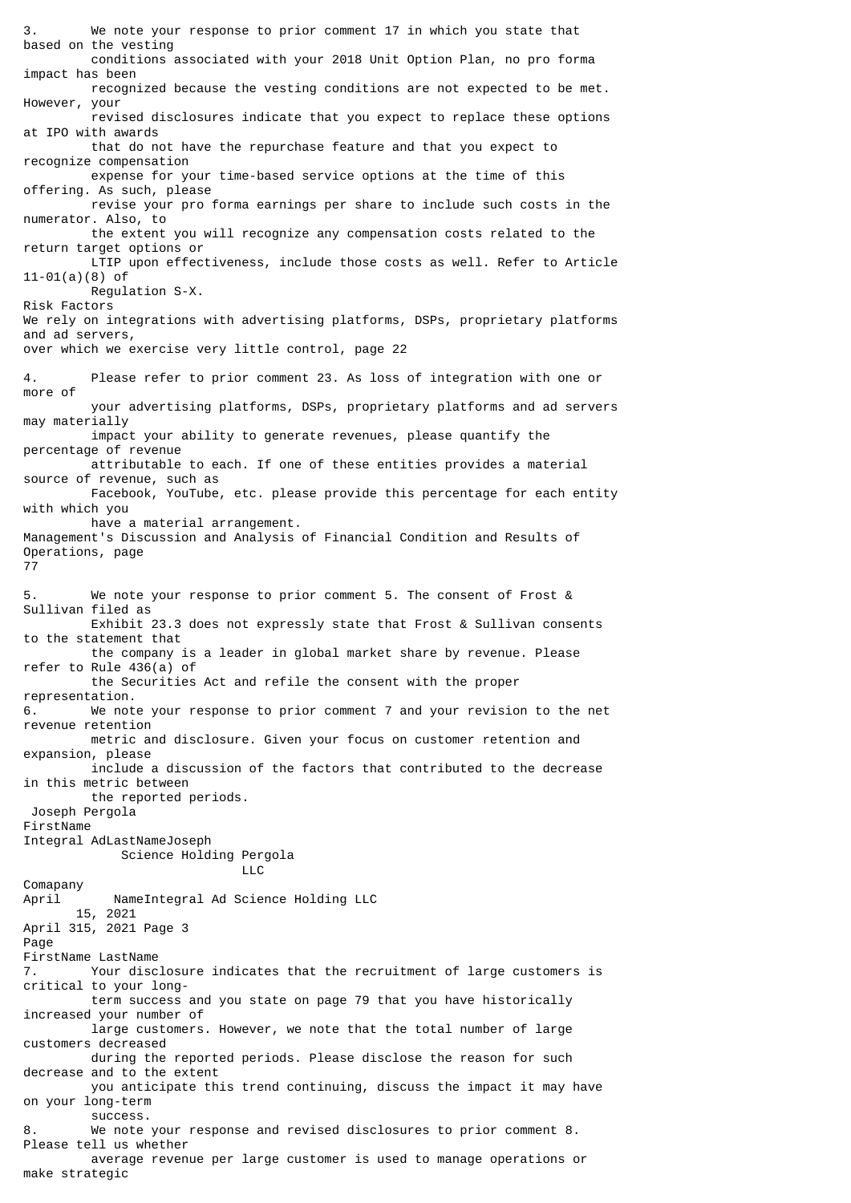3. We note your response to prior comment 17 in which you state that based on the vesting conditions associated with your 2018 Unit Option Plan, no pro forma impact has been recognized because the vesting conditions are not expected to be met. However, your revised disclosures indicate that you expect to replace these options at IPO with awards that do not have the repurchase feature and that you expect to recognize compensation expense for your time-based service options at the time of this offering. As such, please revise your pro forma earnings per share to include such costs in the numerator. Also, to the extent you will recognize any compensation costs related to the return target options or LTIP upon effectiveness, include those costs as well. Refer to Article 11-01(a)(8) of Regulation S-X.

Risk Factors

We rely on integrations with advertising platforms, DSPs, proprietary platforms and ad servers, over which we exercise very little control, page 22

4. Please refer to prior comment 23. As loss of integration with one or more of your advertising platforms, DSPs, proprietary platforms and ad servers may materially impact your ability to generate revenues, please quantify the percentage of revenue attributable to each. If one of these entities provides a material source of revenue, such as Facebook, YouTube, etc. please provide this percentage for each entity with which you have a material arrangement.

Management's Discussion and Analysis of Financial Condition and Results of Operations, page 77

5. We note your response to prior comment 5. The consent of Frost & Sullivan filed as Exhibit 23.3 does not expressly state that Frost & Sullivan consents to the statement that the company is a leader in global market share by revenue. Please refer to Rule 436(a) of the Securities Act and refile the consent with the proper representation.

6. We note your response to prior comment 7 and your revision to the net revenue retention metric and disclosure. Given your focus on customer retention and expansion, please include a discussion of the factors that contributed to the decrease in this metric between the reported periods.

7. Your disclosure indicates that the recruitment of large customers is critical to your long-term success and you state on page 79 that you have historically increased your number of large customers. However, we note that the total number of large customers decreased during the reported periods. Please disclose the reason for such decrease and to the extent you anticipate this trend continuing, discuss the impact it may have on your long-term success.

8. We note your response and revised disclosures to prior comment 8. Please tell us whether average revenue per large customer is used to manage operations or make strategic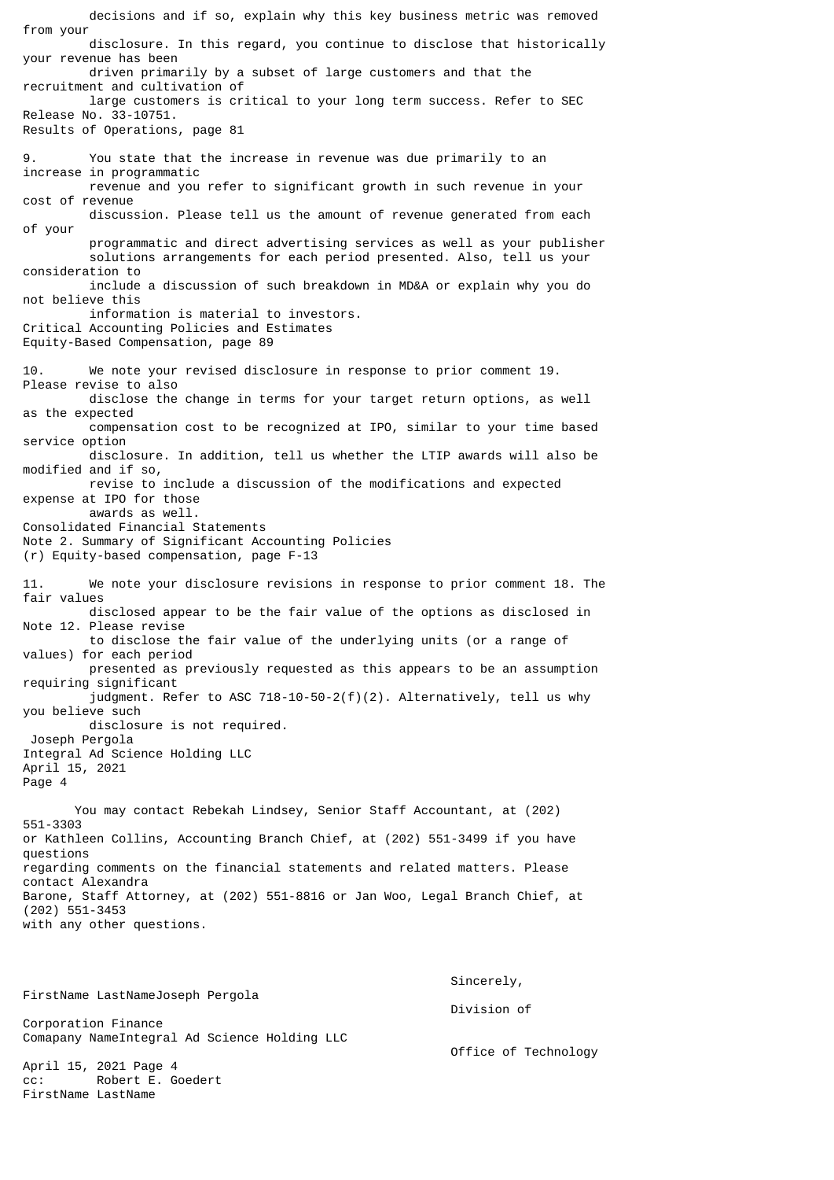decisions and if so, explain why this key business metric was removed from your disclosure. In this regard, you continue to disclose that historically your revenue has been driven primarily by a subset of large customers and that the recruitment and cultivation of large customers is critical to your long term success. Refer to SEC Release No. 33-10751.

Results of Operations, page 81

9. You state that the increase in revenue was due primarily to an increase in programmatic revenue and you refer to significant growth in such revenue in your cost of revenue discussion. Please tell us the amount of revenue generated from each of your programmatic and direct advertising services as well as your publisher solutions arrangements for each period presented. Also, tell us your consideration to include a discussion of such breakdown in MD&A or explain why you do not believe this information is material to investors.

Critical Accounting Policies and Estimates
Equity-Based Compensation, page 89

10. We note your revised disclosure in response to prior comment 19. Please revise to also disclose the change in terms for your target return options, as well as the expected compensation cost to be recognized at IPO, similar to your time based service option disclosure. In addition, tell us whether the LTIP awards will also be modified and if so, revise to include a discussion of the modifications and expected expense at IPO for those awards as well.

Consolidated Financial Statements
Note 2. Summary of Significant Accounting Policies
(r) Equity-based compensation, page F-13

11. We note your disclosure revisions in response to prior comment 18. The fair values disclosed appear to be the fair value of the options as disclosed in Note 12. Please revise to disclose the fair value of the underlying units (or a range of values) for each period presented as previously requested as this appears to be an assumption requiring significant judgment. Refer to ASC 718-10-50-2(f)(2). Alternatively, tell us why you believe such disclosure is not required.

You may contact Rebekah Lindsey, Senior Staff Accountant, at (202) 551-3303 or Kathleen Collins, Accounting Branch Chief, at (202) 551-3499 if you have questions regarding comments on the financial statements and related matters. Please contact Alexandra Barone, Staff Attorney, at (202) 551-8816 or Jan Woo, Legal Branch Chief, at (202) 551-3453 with any other questions.

Sincerely,

Division of Corporation Finance
Office of Technology

cc: Robert E. Goedert